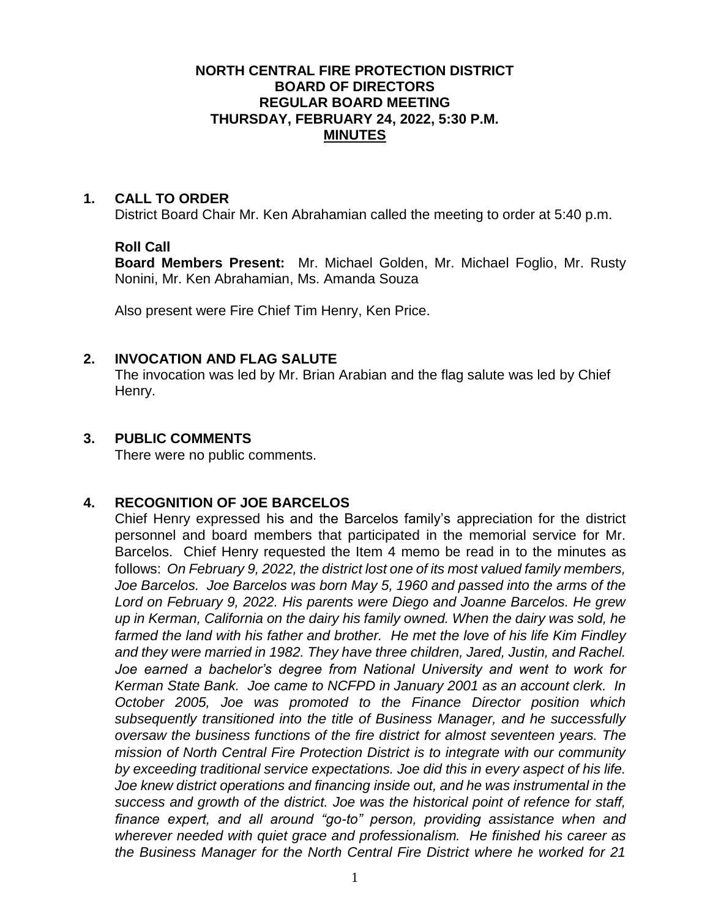# NORTH CENTRAL FIRE PROTECTION DISTRICT
## BOARD OF DIRECTORS
## REGULAR BOARD MEETING
## THURSDAY, FEBRUARY 24, 2022, 5:30 P.M.
## MINUTES

## 1. CALL TO ORDER

District Board Chair Mr. Ken Abrahamian called the meeting to order at 5:40 p.m.

### Roll Call

**Board Members Present:** Mr. Michael Golden, Mr. Michael Foglio, Mr. Rusty Nonini, Mr. Ken Abrahamian, Ms. Amanda Souza

Also present were Fire Chief Tim Henry, Ken Price.

## 2. INVOCATION AND FLAG SALUTE

The invocation was led by Mr. Brian Arabian and the flag salute was led by Chief Henry.

## 3. PUBLIC COMMENTS

There were no public comments.

## 4. RECOGNITION OF JOE BARCELOS

Chief Henry expressed his and the Barcelos family's appreciation for the district personnel and board members that participated in the memorial service for Mr. Barcelos. Chief Henry requested the Item 4 memo be read in to the minutes as follows: *On February 9, 2022, the district lost one of its most valued family members, Joe Barcelos. Joe Barcelos was born May 5, 1960 and passed into the arms of the Lord on February 9, 2022. His parents were Diego and Joanne Barcelos. He grew up in Kerman, California on the dairy his family owned. When the dairy was sold, he farmed the land with his father and brother. He met the love of his life Kim Findley and they were married in 1982. They have three children, Jared, Justin, and Rachel. Joe earned a bachelor's degree from National University and went to work for Kerman State Bank. Joe came to NCFPD in January 2001 as an account clerk. In October 2005, Joe was promoted to the Finance Director position which subsequently transitioned into the title of Business Manager, and he successfully oversaw the business functions of the fire district for almost seventeen years. The mission of North Central Fire Protection District is to integrate with our community by exceeding traditional service expectations. Joe did this in every aspect of his life. Joe knew district operations and financing inside out, and he was instrumental in the success and growth of the district. Joe was the historical point of refence for staff, finance expert, and all around "go-to" person, providing assistance when and wherever needed with quiet grace and professionalism. He finished his career as the Business Manager for the North Central Fire District where he worked for 21*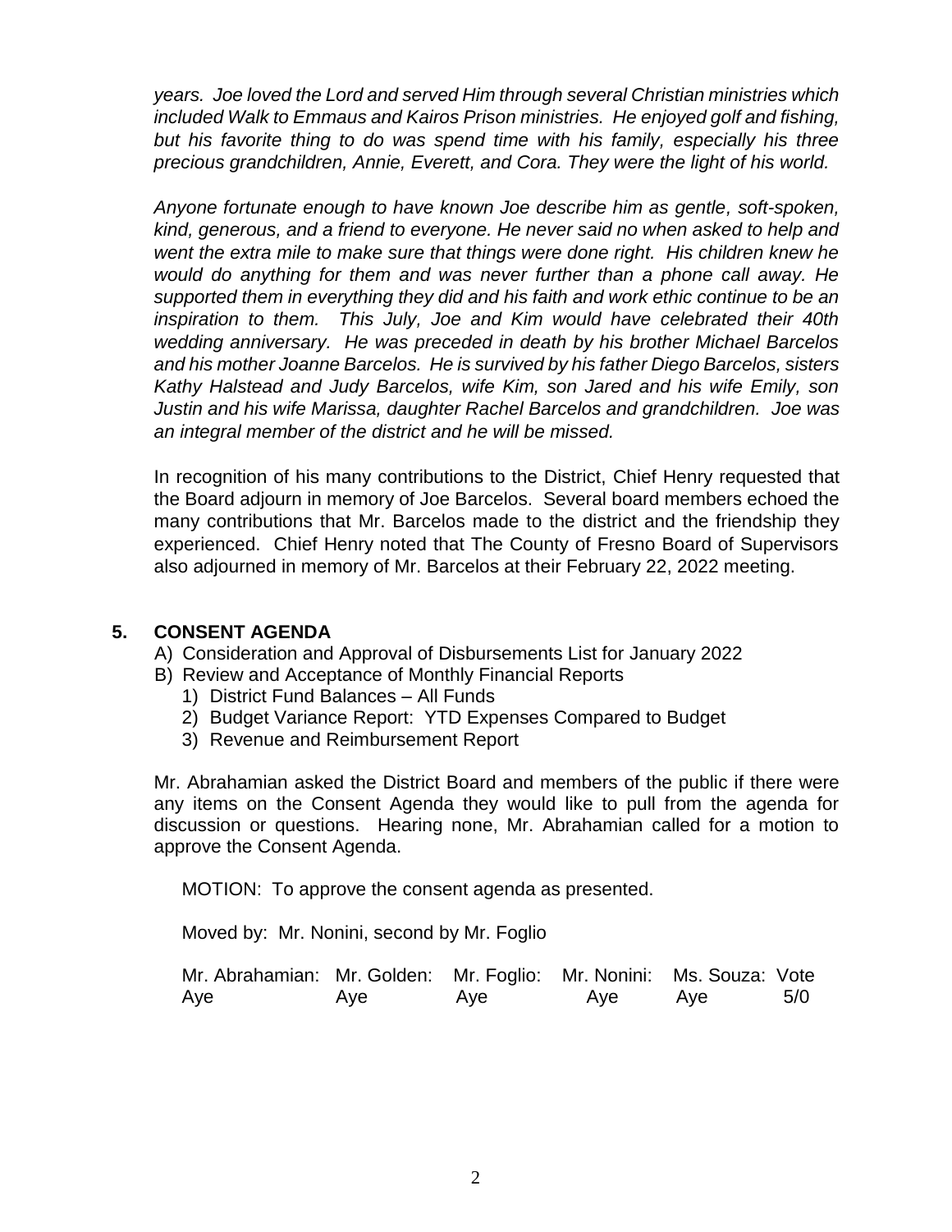*years. Joe loved the Lord and served Him through several Christian ministries which included Walk to Emmaus and Kairos Prison ministries. He enjoyed golf and fishing, but his favorite thing to do was spend time with his family, especially his three precious grandchildren, Annie, Everett, and Cora. They were the light of his world.*

*Anyone fortunate enough to have known Joe describe him as gentle, soft-spoken, kind, generous, and a friend to everyone. He never said no when asked to help and went the extra mile to make sure that things were done right. His children knew he would do anything for them and was never further than a phone call away. He supported them in everything they did and his faith and work ethic continue to be an inspiration to them. This July, Joe and Kim would have celebrated their 40th wedding anniversary. He was preceded in death by his brother Michael Barcelos and his mother Joanne Barcelos. He is survived by his father Diego Barcelos, sisters Kathy Halstead and Judy Barcelos, wife Kim, son Jared and his wife Emily, son Justin and his wife Marissa, daughter Rachel Barcelos and grandchildren. Joe was an integral member of the district and he will be missed.*

In recognition of his many contributions to the District, Chief Henry requested that the Board adjourn in memory of Joe Barcelos. Several board members echoed the many contributions that Mr. Barcelos made to the district and the friendship they experienced. Chief Henry noted that The County of Fresno Board of Supervisors also adjourned in memory of Mr. Barcelos at their February 22, 2022 meeting.

## 5. CONSENT AGENDA

A) Consideration and Approval of Disbursements List for January 2022
B) Review and Acceptance of Monthly Financial Reports
   1) District Fund Balances – All Funds
   2) Budget Variance Report: YTD Expenses Compared to Budget
   3) Revenue and Reimbursement Report

Mr. Abrahamian asked the District Board and members of the public if there were any items on the Consent Agenda they would like to pull from the agenda for discussion or questions. Hearing none, Mr. Abrahamian called for a motion to approve the Consent Agenda.

MOTION: To approve the consent agenda as presented.

Moved by: Mr. Nonini, second by Mr. Foglio

| Mr. Abrahamian: | Mr. Golden: | Mr. Foglio: | Mr. Nonini: | Ms. Souza: | Vote |
|---|---|---|---|---|---|
| Aye | Aye | Aye | Aye | Aye | 5/0 |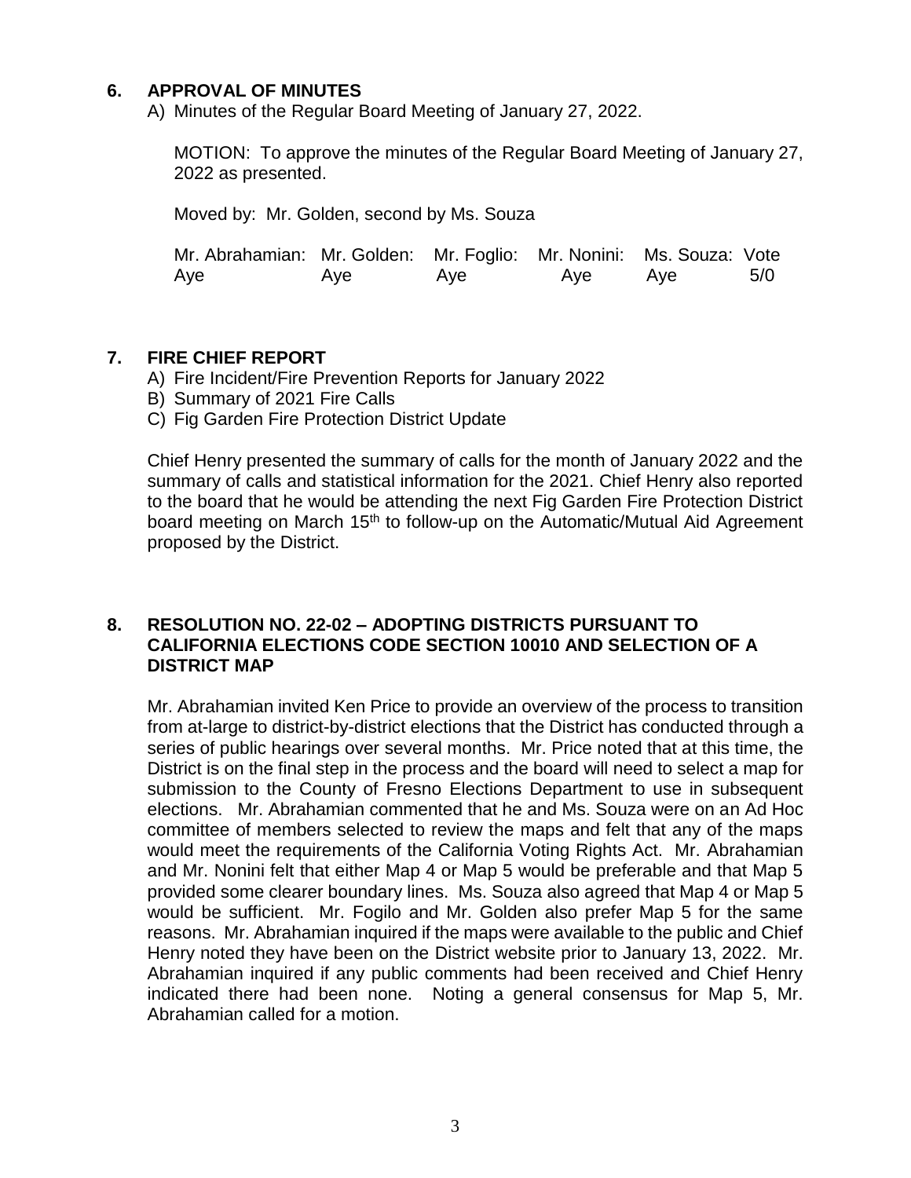## 6. APPROVAL OF MINUTES

A) Minutes of the Regular Board Meeting of January 27, 2022.

MOTION: To approve the minutes of the Regular Board Meeting of January 27, 2022 as presented.

Moved by: Mr. Golden, second by Ms. Souza

| Mr. Abrahamian: | Mr. Golden: | Mr. Foglio: | Mr. Nonini: | Ms. Souza: | Vote |
|---|---|---|---|---|---|
| Aye | Aye | Aye | Aye | Aye | 5/0 |

## 7. FIRE CHIEF REPORT

A) Fire Incident/Fire Prevention Reports for January 2022
B) Summary of 2021 Fire Calls
C) Fig Garden Fire Protection District Update

Chief Henry presented the summary of calls for the month of January 2022 and the summary of calls and statistical information for the 2021. Chief Henry also reported to the board that he would be attending the next Fig Garden Fire Protection District board meeting on March 15th to follow-up on the Automatic/Mutual Aid Agreement proposed by the District.

## 8. RESOLUTION NO. 22-02 – ADOPTING DISTRICTS PURSUANT TO CALIFORNIA ELECTIONS CODE SECTION 10010 AND SELECTION OF A DISTRICT MAP

Mr. Abrahamian invited Ken Price to provide an overview of the process to transition from at-large to district-by-district elections that the District has conducted through a series of public hearings over several months. Mr. Price noted that at this time, the District is on the final step in the process and the board will need to select a map for submission to the County of Fresno Elections Department to use in subsequent elections. Mr. Abrahamian commented that he and Ms. Souza were on an Ad Hoc committee of members selected to review the maps and felt that any of the maps would meet the requirements of the California Voting Rights Act. Mr. Abrahamian and Mr. Nonini felt that either Map 4 or Map 5 would be preferable and that Map 5 provided some clearer boundary lines. Ms. Souza also agreed that Map 4 or Map 5 would be sufficient. Mr. Fogilo and Mr. Golden also prefer Map 5 for the same reasons. Mr. Abrahamian inquired if the maps were available to the public and Chief Henry noted they have been on the District website prior to January 13, 2022. Mr. Abrahamian inquired if any public comments had been received and Chief Henry indicated there had been none. Noting a general consensus for Map 5, Mr. Abrahamian called for a motion.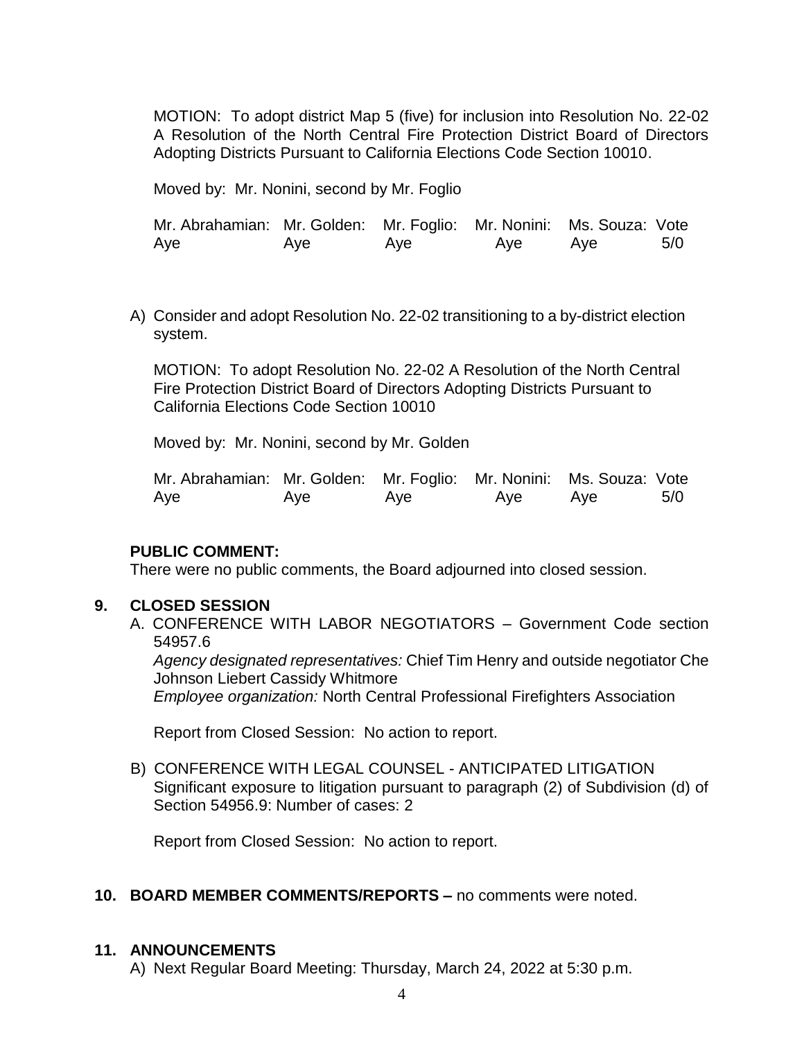MOTION: To adopt district Map 5 (five) for inclusion into Resolution No. 22-02 A Resolution of the North Central Fire Protection District Board of Directors Adopting Districts Pursuant to California Elections Code Section 10010.

Moved by: Mr. Nonini, second by Mr. Foglio

| Mr. Abrahamian: | Mr. Golden: | Mr. Foglio: | Mr. Nonini: | Ms. Souza: | Vote |
|---|---|---|---|---|---|
| Aye | Aye | Aye | Aye | Aye | 5/0 |

A) Consider and adopt Resolution No. 22-02 transitioning to a by-district election system.

MOTION: To adopt Resolution No. 22-02 A Resolution of the North Central Fire Protection District Board of Directors Adopting Districts Pursuant to California Elections Code Section 10010

Moved by: Mr. Nonini, second by Mr. Golden

| Mr. Abrahamian: | Mr. Golden: | Mr. Foglio: | Mr. Nonini: | Ms. Souza: | Vote |
|---|---|---|---|---|---|
| Aye | Aye | Aye | Aye | Aye | 5/0 |

**PUBLIC COMMENT:**
There were no public comments, the Board adjourned into closed session.

**9. CLOSED SESSION**

A. CONFERENCE WITH LABOR NEGOTIATORS – Government Code section 54957.6
*Agency designated representatives:* Chief Tim Henry and outside negotiator Che Johnson Liebert Cassidy Whitmore
*Employee organization:* North Central Professional Firefighters Association

Report from Closed Session: No action to report.

B) CONFERENCE WITH LEGAL COUNSEL - ANTICIPATED LITIGATION
Significant exposure to litigation pursuant to paragraph (2) of Subdivision (d) of Section 54956.9: Number of cases: 2

Report from Closed Session: No action to report.

**10. BOARD MEMBER COMMENTS/REPORTS –** no comments were noted.

**11. ANNOUNCEMENTS**

A) Next Regular Board Meeting: Thursday, March 24, 2022 at 5:30 p.m.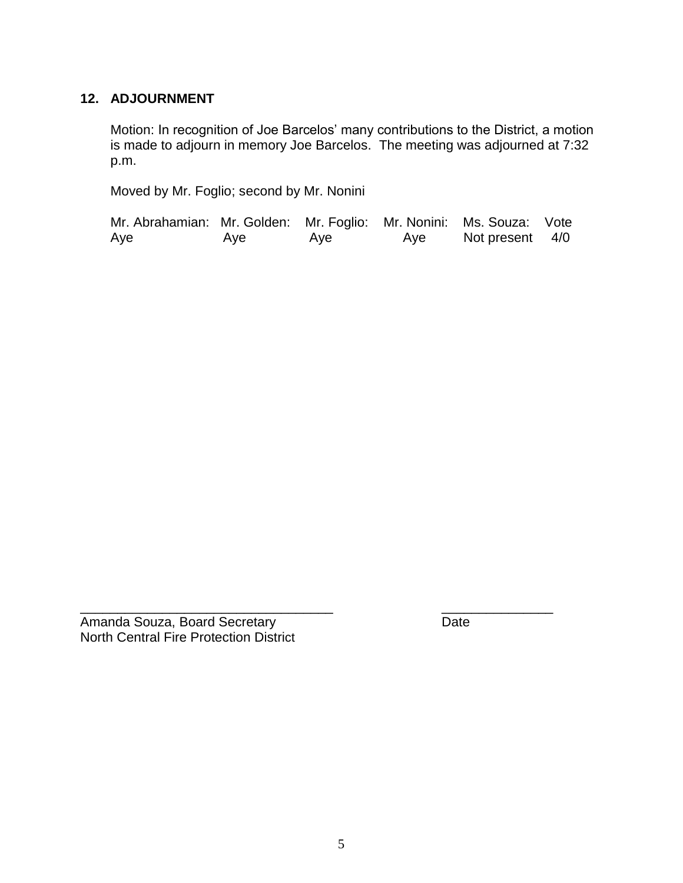## 12. ADJOURNMENT

Motion: In recognition of Joe Barcelos' many contributions to the District, a motion is made to adjourn in memory Joe Barcelos. The meeting was adjourned at 7:32 p.m.

Moved by Mr. Foglio; second by Mr. Nonini

| Mr. Abrahamian: | Mr. Golden: | Mr. Foglio: | Mr. Nonini: | Ms. Souza: | Vote |
|---|---|---|---|---|---|
| Aye | Aye | Aye | Aye | Not present | 4/0 |

___________________________________ _______________

Amanda Souza, Board Secretary Date

North Central Fire Protection District